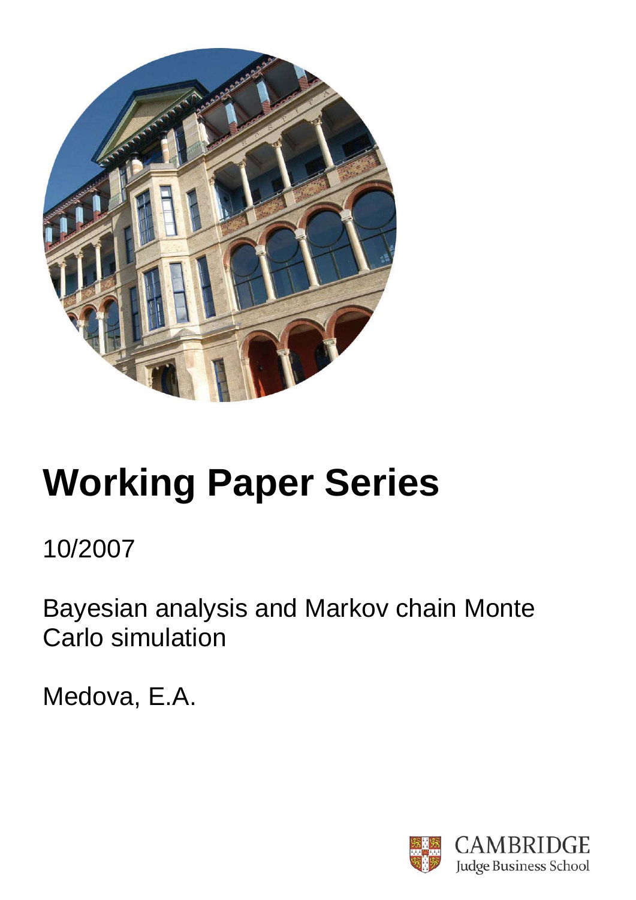# Working Paper Series

10/2007

Bayesian analysis and Markov chain Monte Carlo simulation

Medova, E.A.

CAMBRIDGE
Judge Business School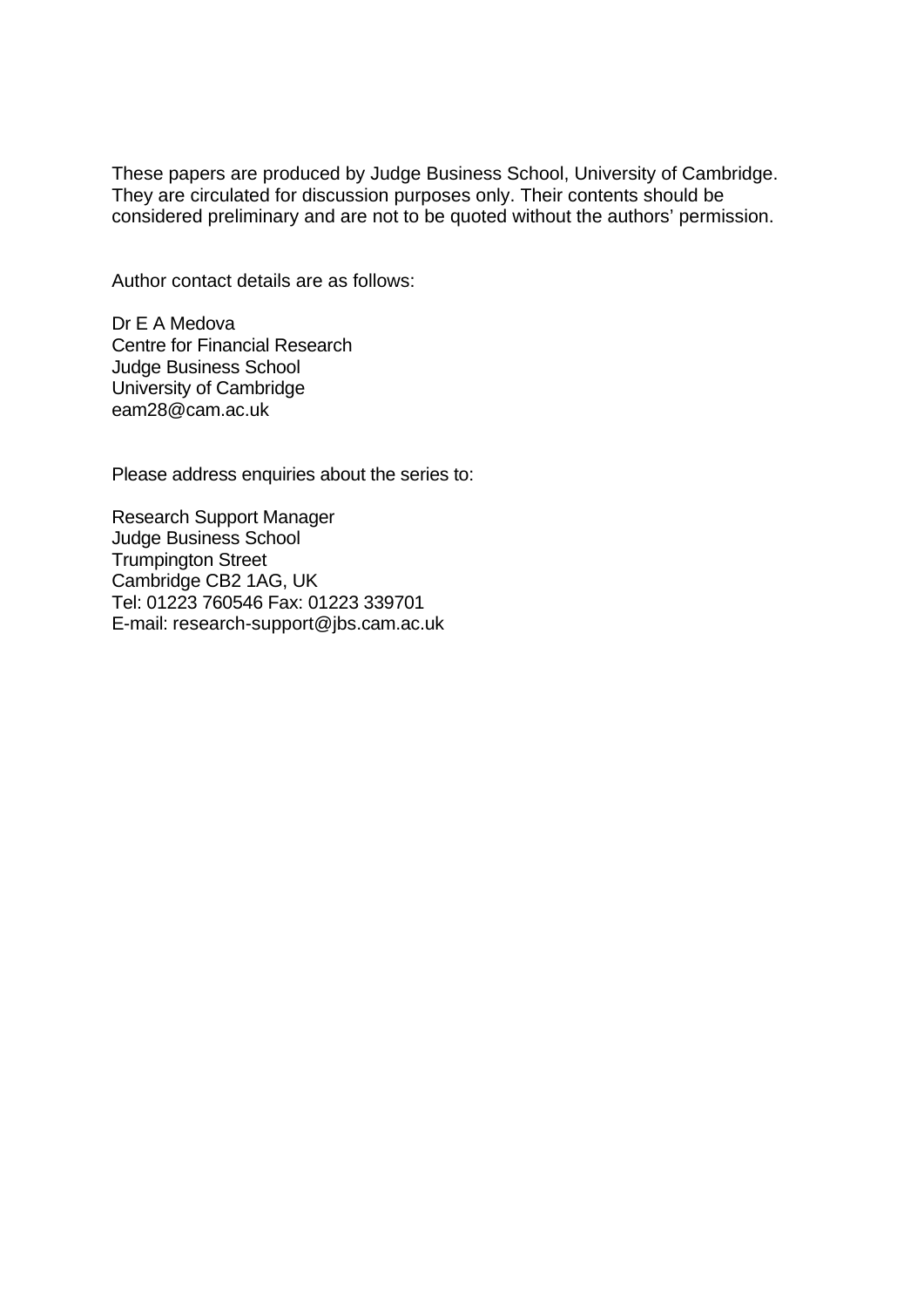These papers are produced by Judge Business School, University of Cambridge. They are circulated for discussion purposes only. Their contents should be considered preliminary and are not to be quoted without the authors' permission.

Author contact details are as follows:

Dr E A Medova  
Centre for Financial Research  
Judge Business School  
University of Cambridge  
eam28@cam.ac.uk

Please address enquiries about the series to:

Research Support Manager  
Judge Business School  
Trumpington Street  
Cambridge CB2 1AG, UK  
Tel: 01223 760546 Fax: 01223 339701  
E-mail: research-support@jbs.cam.ac.uk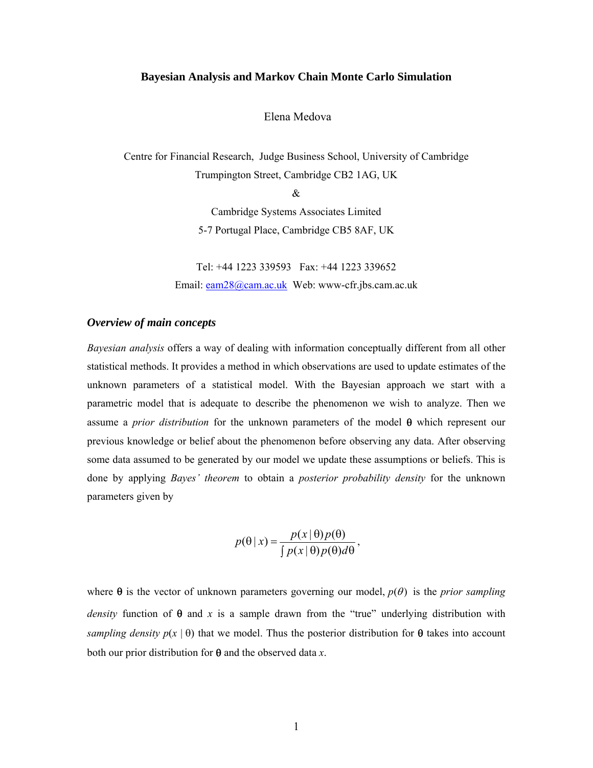**Bayesian Analysis and Markov Chain Monte Carlo Simulation**

Elena Medova

Centre for Financial Research, Judge Business School, University of Cambridge

Trumpington Street, Cambridge CB2 1AG, UK

&

Cambridge Systems Associates Limited

5-7 Portugal Place, Cambridge CB5 8AF, UK

Tel: +44 1223 339593 Fax: +44 1223 339652

Email: eam28@cam.ac.uk Web: www-cfr.jbs.cam.ac.uk

### *Overview of main concepts*

*Bayesian analysis* offers a way of dealing with information conceptually different from all other statistical methods. It provides a method in which observations are used to update estimates of the unknown parameters of a statistical model. With the Bayesian approach we start with a parametric model that is adequate to describe the phenomenon we wish to analyze. Then we assume a *prior distribution* for the unknown parameters of the model $\theta$ which represent our previous knowledge or belief about the phenomenon before observing any data. After observing some data assumed to be generated by our model we update these assumptions or beliefs. This is done by applying *Bayes' theorem* to obtain a *posterior probability density* for the unknown parameters given by

$$p(\theta \mid x) = \frac{p(x \mid \theta)\, p(\theta)}{\int p(x \mid \theta)\, p(\theta) d\theta},$$

where $\theta$ is the vector of unknown parameters governing our model, $p(\theta)$ is the *prior sampling density* function of $\theta$ and $x$ is a sample drawn from the "true" underlying distribution with *sampling density* $p(x \mid \theta)$ that we model. Thus the posterior distribution for $\theta$ takes into account both our prior distribution for $\theta$ and the observed data $x$.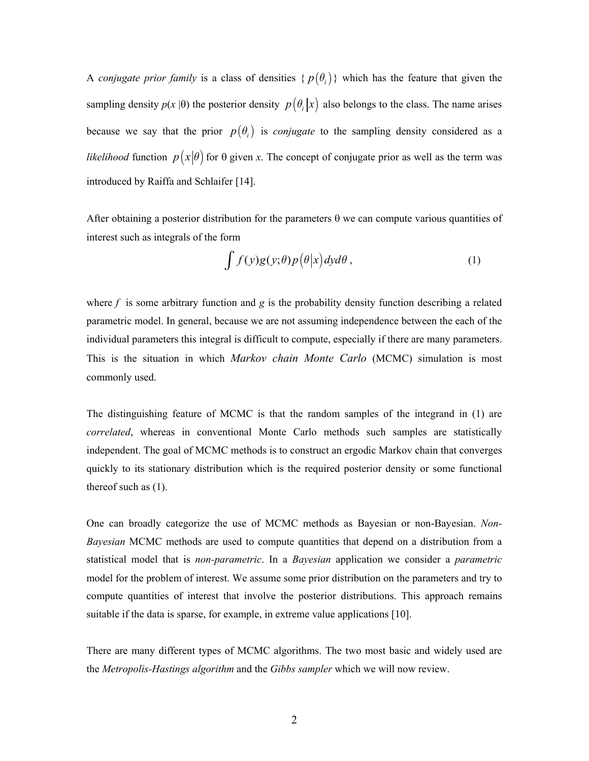A *conjugate prior family* is a class of densities $\{ p(\theta_i) \}$ which has the feature that given the sampling density $p(x|\theta)$ the posterior density $p(\theta_i|x)$ also belongs to the class. The name arises because we say that the prior $p(\theta_i)$ is *conjugate* to the sampling density considered as a *likelihood* function $p(x|\theta)$ for $\theta$ given $x$. The concept of conjugate prior as well as the term was introduced by Raiffa and Schlaifer [14].

After obtaining a posterior distribution for the parameters $\theta$ we can compute various quantities of interest such as integrals of the form

$$\int f(y)g(y;\theta)p(\theta|x)dyd\theta\,, \tag{1}$$

where $f$ is some arbitrary function and $g$ is the probability density function describing a related parametric model. In general, because we are not assuming independence between the each of the individual parameters this integral is difficult to compute, especially if there are many parameters. This is the situation in which *Markov chain Monte Carlo* (MCMC) simulation is most commonly used.

The distinguishing feature of MCMC is that the random samples of the integrand in (1) are *correlated*, whereas in conventional Monte Carlo methods such samples are statistically independent. The goal of MCMC methods is to construct an ergodic Markov chain that converges quickly to its stationary distribution which is the required posterior density or some functional thereof such as (1).

One can broadly categorize the use of MCMC methods as Bayesian or non-Bayesian. *Non-Bayesian* MCMC methods are used to compute quantities that depend on a distribution from a statistical model that is *non-parametric*. In a *Bayesian* application we consider a *parametric* model for the problem of interest. We assume some prior distribution on the parameters and try to compute quantities of interest that involve the posterior distributions. This approach remains suitable if the data is sparse, for example, in extreme value applications [10].

There are many different types of MCMC algorithms. The two most basic and widely used are the *Metropolis-Hastings algorithm* and the *Gibbs sampler* which we will now review.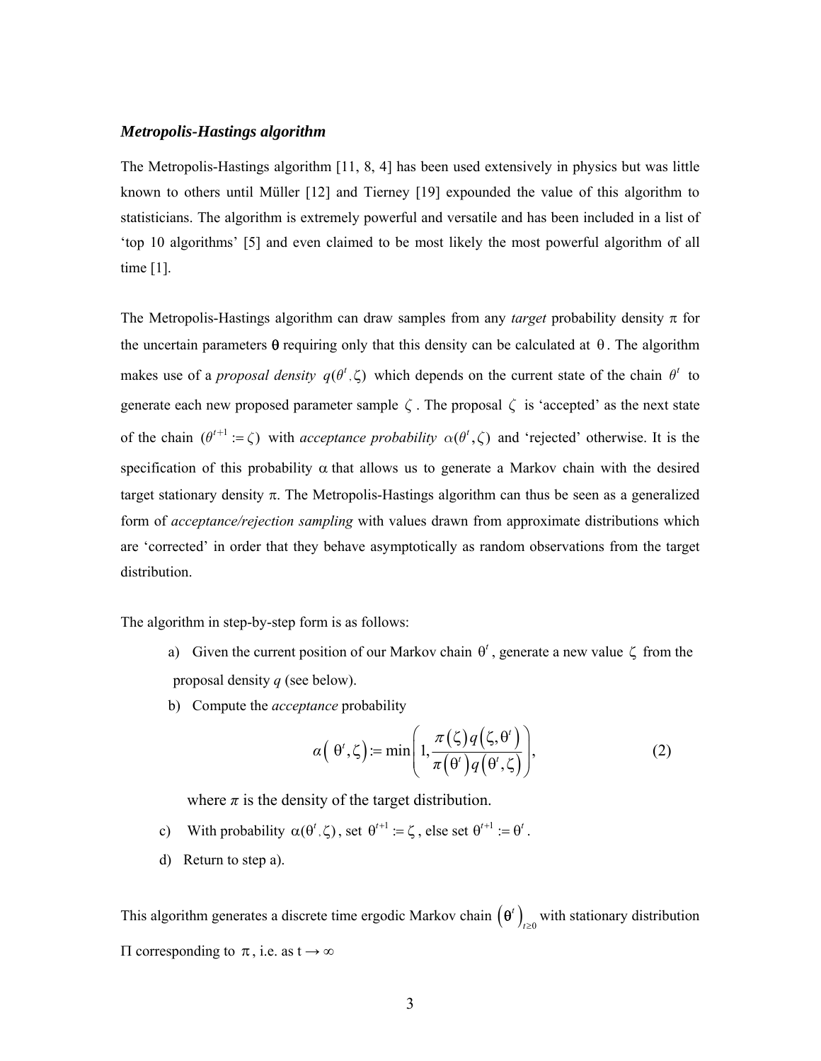### *Metropolis-Hastings algorithm*

The Metropolis-Hastings algorithm [11, 8, 4] has been used extensively in physics but was little known to others until Müller [12] and Tierney [19] expounded the value of this algorithm to statisticians. The algorithm is extremely powerful and versatile and has been included in a list of 'top 10 algorithms' [5] and even claimed to be most likely the most powerful algorithm of all time [1].

The Metropolis-Hastings algorithm can draw samples from any *target* probability density $\pi$ for the uncertain parameters $\boldsymbol{\theta}$ requiring only that this density can be calculated at $\theta$. The algorithm makes use of a *proposal density* $q(\theta^t, \zeta)$ which depends on the current state of the chain $\theta^t$ to generate each new proposed parameter sample $\zeta$. The proposal $\zeta$ is 'accepted' as the next state of the chain $(\theta^{t+1} := \zeta)$ with *acceptance probability* $\alpha(\theta^t, \zeta)$ and 'rejected' otherwise. It is the specification of this probability $\alpha$ that allows us to generate a Markov chain with the desired target stationary density $\pi$. The Metropolis-Hastings algorithm can thus be seen as a generalized form of *acceptance/rejection sampling* with values drawn from approximate distributions which are 'corrected' in order that they behave asymptotically as random observations from the target distribution.

The algorithm in step-by-step form is as follows:

a) Given the current position of our Markov chain $\theta^t$, generate a new value $\zeta$ from the proposal density *q* (see below).

b) Compute the *acceptance* probability

$$\alpha\left(\theta^t, \zeta\right) := \min\left(1, \frac{\pi(\zeta)\, q\left(\zeta, \theta^t\right)}{\pi\left(\theta^t\right) q\left(\theta^t, \zeta\right)}\right), \tag{2}$$

where $\pi$ is the density of the target distribution.

c) With probability $\alpha(\theta^t, \zeta)$, set $\theta^{t+1} := \zeta$, else set $\theta^{t+1} := \theta^t$.

d) Return to step a).

This algorithm generates a discrete time ergodic Markov chain $\left(\theta^t\right)_{t \geq 0}$ with stationary distribution $\Pi$ corresponding to $\pi$, i.e. as $t \to \infty$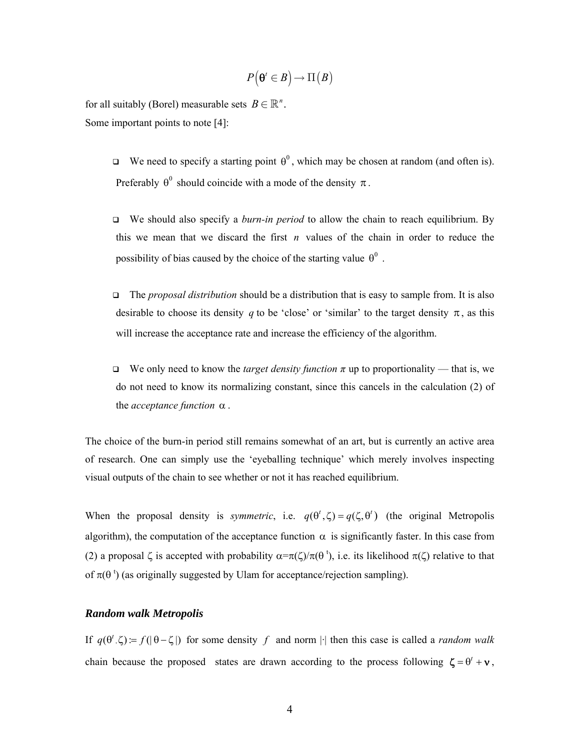$$P\left(\boldsymbol{\theta}^t \in B\right) \rightarrow \Pi\left(B\right)$$

for all suitably (Borel) measurable sets $B \in \mathbb{R}^n$.

Some important points to note [4]:

- We need to specify a starting point $\theta^0$, which may be chosen at random (and often is). Preferably $\theta^0$ should coincide with a mode of the density $\pi$.

- We should also specify a *burn-in period* to allow the chain to reach equilibrium. By this we mean that we discard the first $n$ values of the chain in order to reduce the possibility of bias caused by the choice of the starting value $\theta^0$.

- The *proposal distribution* should be a distribution that is easy to sample from. It is also desirable to choose its density $q$ to be 'close' or 'similar' to the target density $\pi$, as this will increase the acceptance rate and increase the efficiency of the algorithm.

- We only need to know the *target density function* $\pi$ up to proportionality — that is, we do not need to know its normalizing constant, since this cancels in the calculation (2) of the *acceptance function* $\alpha$.

The choice of the burn-in period still remains somewhat of an art, but is currently an active area of research. One can simply use the 'eyeballing technique' which merely involves inspecting visual outputs of the chain to see whether or not it has reached equilibrium.

When the proposal density is *symmetric*, i.e. $q(\theta^t, \zeta) = q(\zeta, \theta^t)$ (the original Metropolis algorithm), the computation of the acceptance function $\alpha$ is significantly faster. In this case from (2) a proposal $\zeta$ is accepted with probability $\alpha = \pi(\zeta)/\pi(\theta^t)$, i.e. its likelihood $\pi(\zeta)$ relative to that of $\pi(\theta^t)$ (as originally suggested by Ulam for acceptance/rejection sampling).

### *Random walk Metropolis*

If $q(\theta^t, \zeta) := f(|\theta - \zeta|)$ for some density $f$ and norm $|\cdot|$ then this case is called a *random walk* chain because the proposed states are drawn according to the process following $\boldsymbol{\zeta} = \theta^t + \boldsymbol{\nu}$,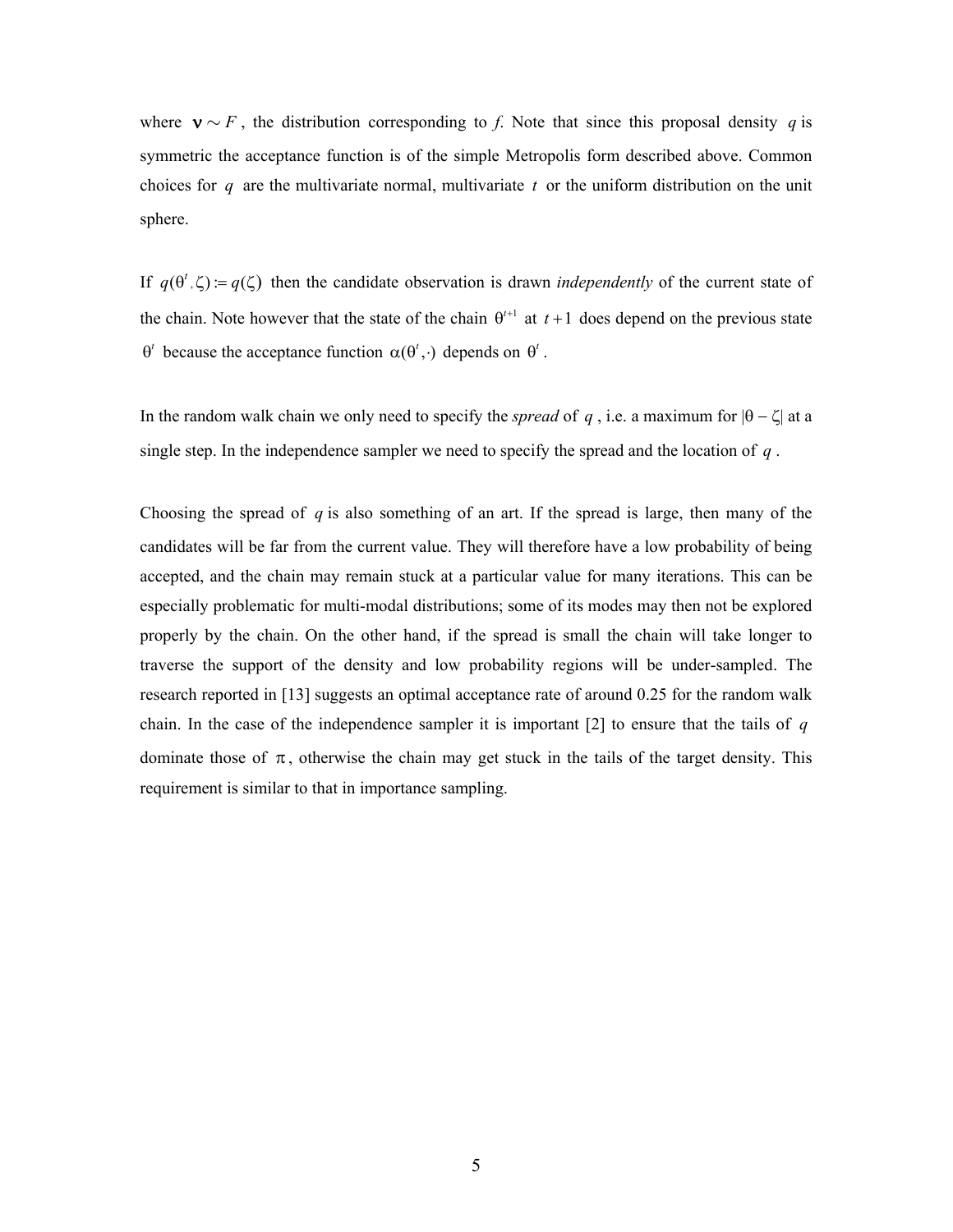where $\mathbf{v} \sim F$, the distribution corresponding to *f*. Note that since this proposal density $q$ is symmetric the acceptance function is of the simple Metropolis form described above. Common choices for $q$ are the multivariate normal, multivariate $t$ or the uniform distribution on the unit sphere.

If $q(\theta^t, \zeta) := q(\zeta)$ then the candidate observation is drawn *independently* of the current state of the chain. Note however that the state of the chain $\theta^{t+1}$ at $t+1$ does depend on the previous state $\theta^t$ because the acceptance function $\alpha(\theta^t, \cdot)$ depends on $\theta^t$.

In the random walk chain we only need to specify the *spread* of $q$, i.e. a maximum for $|\theta - \zeta|$ at a single step. In the independence sampler we need to specify the spread and the location of $q$.

Choosing the spread of $q$ is also something of an art. If the spread is large, then many of the candidates will be far from the current value. They will therefore have a low probability of being accepted, and the chain may remain stuck at a particular value for many iterations. This can be especially problematic for multi-modal distributions; some of its modes may then not be explored properly by the chain. On the other hand, if the spread is small the chain will take longer to traverse the support of the density and low probability regions will be under-sampled. The research reported in [13] suggests an optimal acceptance rate of around 0.25 for the random walk chain. In the case of the independence sampler it is important [2] to ensure that the tails of $q$ dominate those of $\pi$, otherwise the chain may get stuck in the tails of the target density. This requirement is similar to that in importance sampling.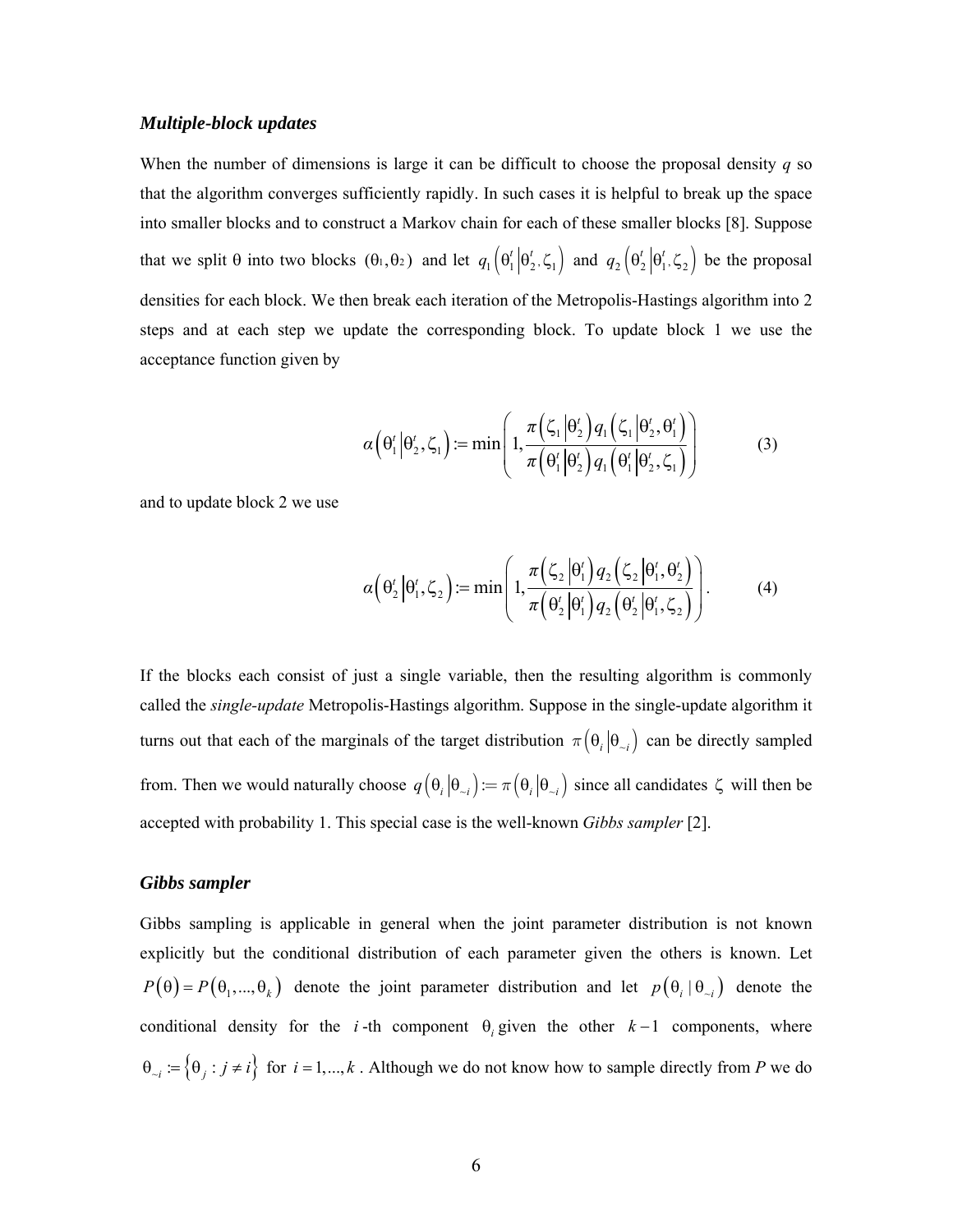### *Multiple-block updates*

When the number of dimensions is large it can be difficult to choose the proposal density $q$ so that the algorithm converges sufficiently rapidly. In such cases it is helpful to break up the space into smaller blocks and to construct a Markov chain for each of these smaller blocks [8]. Suppose that we split θ into two blocks $(\theta_1, \theta_2)$ and let $q_1\left(\theta_1^t \left| \theta_2^t, \zeta_1\right.\right)$ and $q_2\left(\theta_2^t \left| \theta_1^t, \zeta_2\right.\right)$ be the proposal densities for each block. We then break each iteration of the Metropolis-Hastings algorithm into 2 steps and at each step we update the corresponding block. To update block 1 we use the acceptance function given by

$$\alpha\left(\theta_1^t \left| \theta_2^t, \zeta_1\right.\right) := \min\left(1, \frac{\pi\left(\zeta_1 \left| \theta_2^t\right.\right) q_1\left(\zeta_1 \left| \theta_2^t, \theta_1^t\right.\right)}{\pi\left(\theta_1^t \left| \theta_2^t\right.\right) q_1\left(\theta_1^t \left| \theta_2^t, \zeta_1\right.\right)}\right) \tag{3}$$

and to update block 2 we use

$$\alpha\left(\theta_2^t \left| \theta_1^t, \zeta_2\right.\right) := \min\left(1, \frac{\pi\left(\zeta_2 \left| \theta_1^t\right.\right) q_2\left(\zeta_2 \left| \theta_1^t, \theta_2^t\right.\right)}{\pi\left(\theta_2^t \left| \theta_1^t\right.\right) q_2\left(\theta_2^t \left| \theta_1^t, \zeta_2\right.\right)}\right). \tag{4}$$

If the blocks each consist of just a single variable, then the resulting algorithm is commonly called the *single-update* Metropolis-Hastings algorithm. Suppose in the single-update algorithm it turns out that each of the marginals of the target distribution $\pi\left(\theta_i \left| \theta_{\sim i}\right.\right)$ can be directly sampled from. Then we would naturally choose $q\left(\theta_i \left| \theta_{\sim i}\right.\right) := \pi\left(\theta_i \left| \theta_{\sim i}\right.\right)$ since all candidates $\zeta$ will then be accepted with probability 1. This special case is the well-known *Gibbs sampler* [2].

### *Gibbs sampler*

Gibbs sampling is applicable in general when the joint parameter distribution is not known explicitly but the conditional distribution of each parameter given the others is known. Let $P(\theta) = P(\theta_1, ..., \theta_k)$ denote the joint parameter distribution and let $p(\theta_i \mid \theta_{\sim i})$ denote the conditional density for the $i$-th component $\theta_i$ given the other $k-1$ components, where $\theta_{\sim i} := \{\theta_j : j \neq i\}$ for $i = 1, ..., k$. Although we do not know how to sample directly from $P$ we do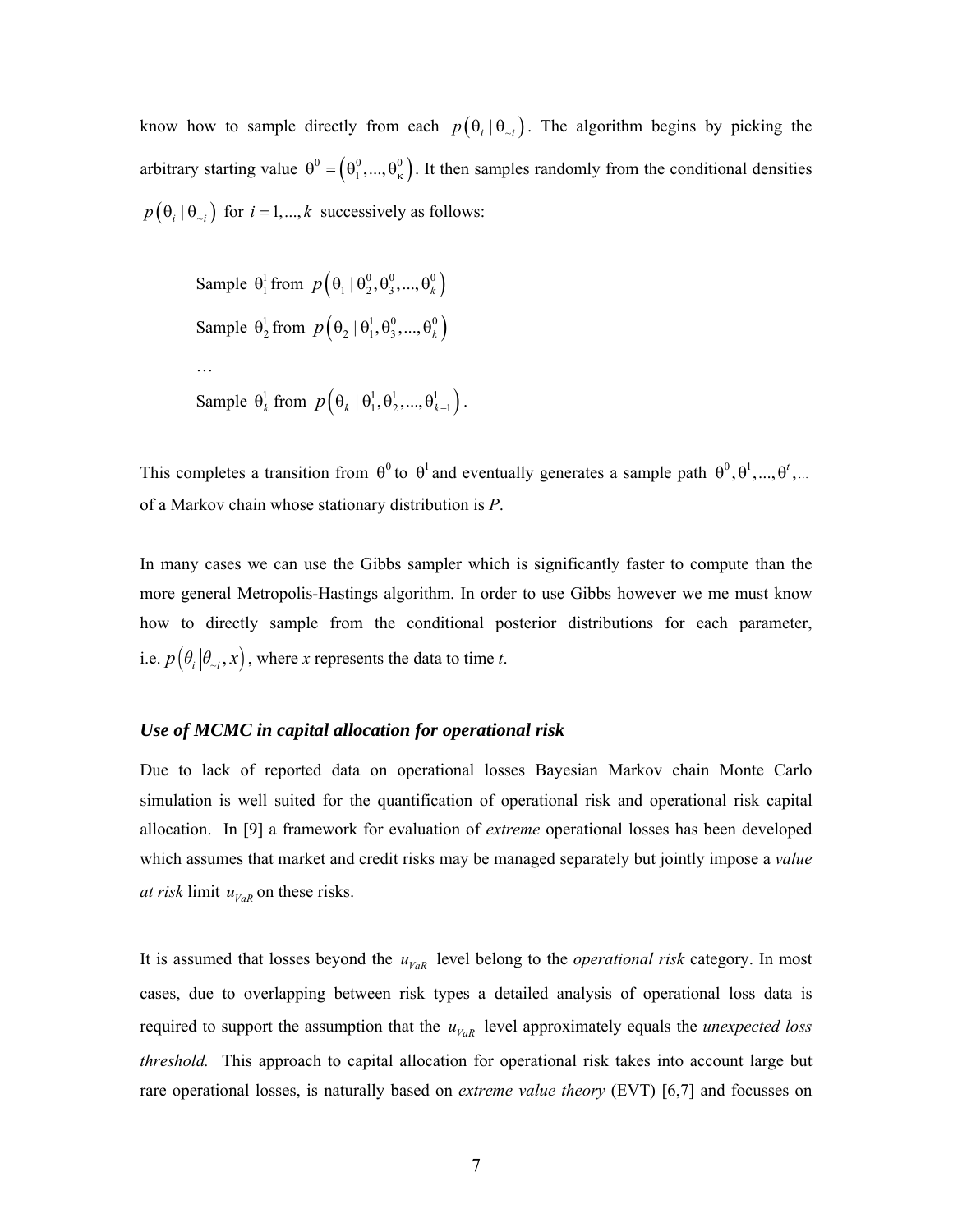know how to sample directly from each $p(\theta_i \mid \theta_{\sim i})$. The algorithm begins by picking the arbitrary starting value $\theta^0 = (\theta_1^0, ..., \theta_\kappa^0)$. It then samples randomly from the conditional densities $p(\theta_i \mid \theta_{\sim i})$ for $i = 1, ..., k$ successively as follows:

Sample $\theta_1^1$ from $p(\theta_1 \mid \theta_2^0, \theta_3^0, ..., \theta_k^0)$

Sample $\theta_2^1$ from $p(\theta_2 \mid \theta_1^1, \theta_3^0, ..., \theta_k^0)$

…

Sample $\theta_k^1$ from $p(\theta_k \mid \theta_1^1, \theta_2^1, ..., \theta_{k-1}^1)$.

This completes a transition from $\theta^0$ to $\theta^1$ and eventually generates a sample path $\theta^0, \theta^1, ..., \theta^t, ...$ of a Markov chain whose stationary distribution is *P*.

In many cases we can use the Gibbs sampler which is significantly faster to compute than the more general Metropolis-Hastings algorithm. In order to use Gibbs however we me must know how to directly sample from the conditional posterior distributions for each parameter, i.e. $p(\theta_i \mid \theta_{\sim i}, x)$, where *x* represents the data to time *t*.

### *Use of MCMC in capital allocation for operational risk*

Due to lack of reported data on operational losses Bayesian Markov chain Monte Carlo simulation is well suited for the quantification of operational risk and operational risk capital allocation. In [9] a framework for evaluation of *extreme* operational losses has been developed which assumes that market and credit risks may be managed separately but jointly impose a *value at risk* limit $u_{VaR}$ on these risks.

It is assumed that losses beyond the $u_{VaR}$ level belong to the *operational risk* category. In most cases, due to overlapping between risk types a detailed analysis of operational loss data is required to support the assumption that the $u_{VaR}$ level approximately equals the *unexpected loss threshold.* This approach to capital allocation for operational risk takes into account large but rare operational losses, is naturally based on *extreme value theory* (EVT) [6,7] and focusses on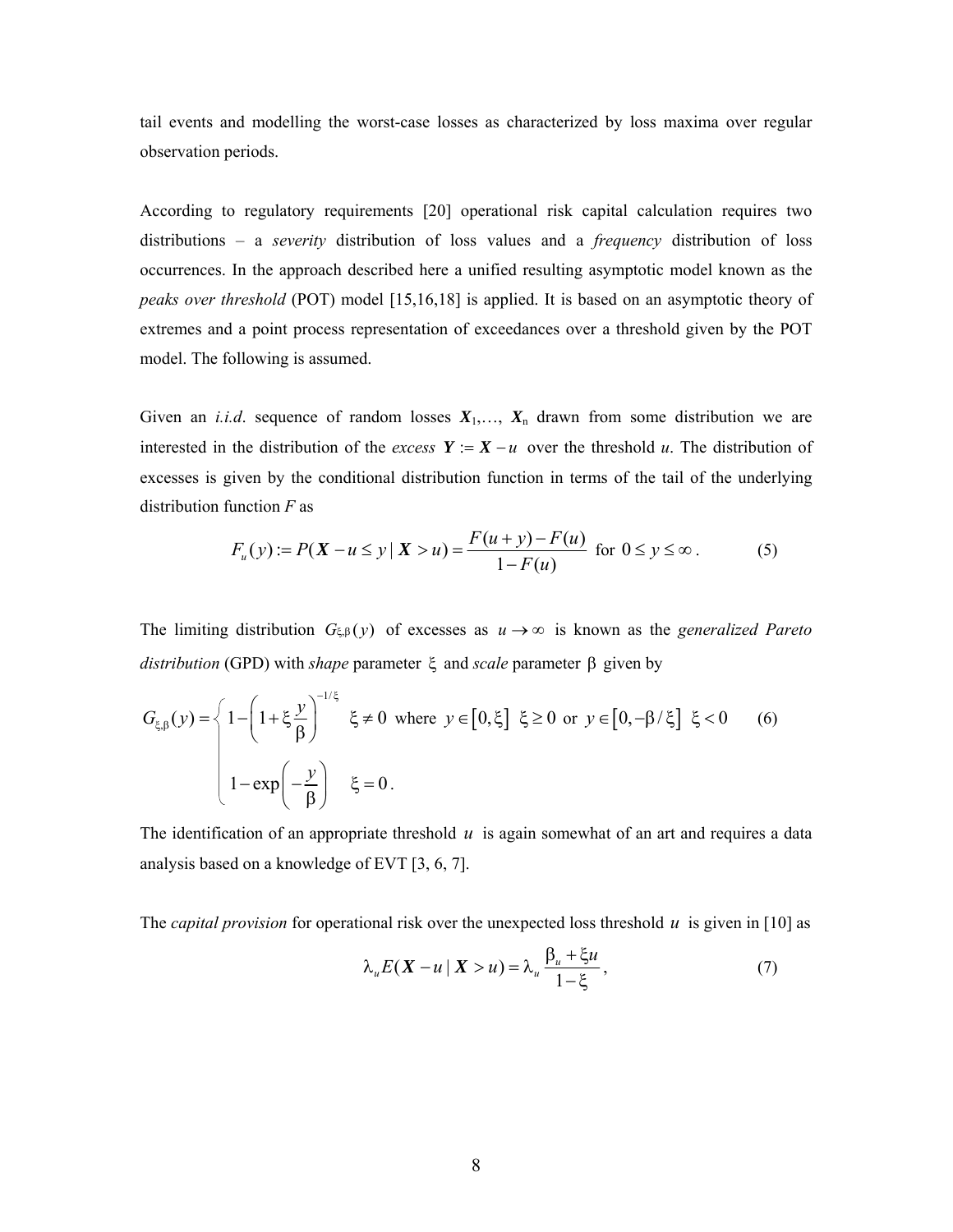tail events and modelling the worst-case losses as characterized by loss maxima over regular observation periods.

According to regulatory requirements [20] operational risk capital calculation requires two distributions – a *severity* distribution of loss values and a *frequency* distribution of loss occurrences. In the approach described here a unified resulting asymptotic model known as the *peaks over threshold* (POT) model [15,16,18] is applied. It is based on an asymptotic theory of extremes and a point process representation of exceedances over a threshold given by the POT model. The following is assumed.

Given an *i.i.d*. sequence of random losses $\boldsymbol{X}_1,\ldots,\ \boldsymbol{X}_n$ drawn from some distribution we are interested in the distribution of the *excess* $\boldsymbol{Y} := \boldsymbol{X} - u$ over the threshold $u$. The distribution of excesses is given by the conditional distribution function in terms of the tail of the underlying distribution function $F$ as

$$F_u(y) := P(\boldsymbol{X} - u \leq y \mid \boldsymbol{X} > u) = \frac{F(u+y) - F(u)}{1 - F(u)} \ \text{ for } 0 \leq y \leq \infty . \tag{5}$$

The limiting distribution $G_{\xi,\beta}(y)$ of excesses as $u \to \infty$ is known as the *generalized Pareto distribution* (GPD) with *shape* parameter $\xi$ and *scale* parameter $\beta$ given by

$$G_{\xi,\beta}(y) = \begin{cases} 1 - \left(1 + \xi \dfrac{y}{\beta}\right)^{-1/\xi} & \xi \neq 0 \ \text{ where } \ y \in [0, \xi] \ \ \xi \geq 0 \ \text{ or } \ y \in [0, -\beta/\xi] \ \ \xi < 0 \\[2ex] 1 - \exp\left(-\dfrac{y}{\beta}\right) & \xi = 0 . \end{cases} \tag{6}$$

The identification of an appropriate threshold $u$ is again somewhat of an art and requires a data analysis based on a knowledge of EVT [3, 6, 7].

The *capital provision* for operational risk over the unexpected loss threshold $u$ is given in [10] as

$$\lambda_u E(\boldsymbol{X} - u \mid \boldsymbol{X} > u) = \lambda_u \frac{\beta_u + \xi u}{1 - \xi} , \tag{7}$$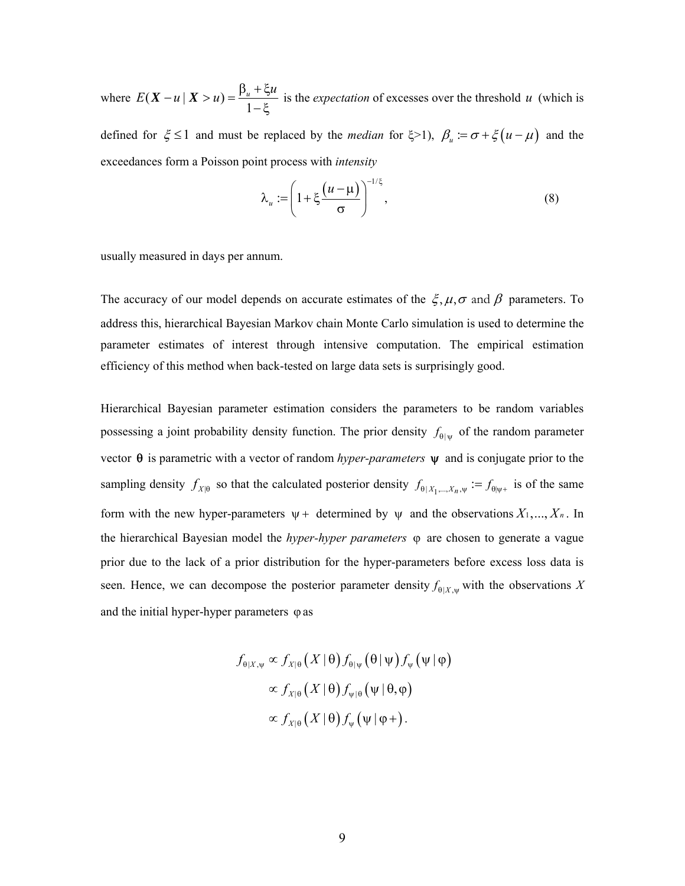where $E(\boldsymbol{X}-u \mid \boldsymbol{X}>u)=\dfrac{\beta_u+\xi u}{1-\xi}$ is the *expectation* of excesses over the threshold $u$ (which is defined for $\xi \leq 1$ and must be replaced by the *median* for $\xi>1$), $\beta_u := \sigma + \xi\left(u-\mu\right)$ and the exceedances form a Poisson point process with *intensity*

$$\lambda_u := \left(1+\xi\frac{\left(u-\mu\right)}{\sigma}\right)^{-1/\xi}, \tag{8}$$

usually measured in days per annum.

The accuracy of our model depends on accurate estimates of the $\xi, \mu, \sigma$ and $\beta$ parameters. To address this, hierarchical Bayesian Markov chain Monte Carlo simulation is used to determine the parameter estimates of interest through intensive computation. The empirical estimation efficiency of this method when back-tested on large data sets is surprisingly good.

Hierarchical Bayesian parameter estimation considers the parameters to be random variables possessing a joint probability density function. The prior density $f_{\theta|\psi}$ of the random parameter vector $\boldsymbol{\theta}$ is parametric with a vector of random *hyper-parameters* $\boldsymbol{\psi}$ and is conjugate prior to the sampling density $f_{X|\theta}$ so that the calculated posterior density $f_{\theta|X_1,\ldots,X_n,\psi} := f_{\theta|\psi+}$ is of the same form with the new hyper-parameters $\psi+$ determined by $\psi$ and the observations $X_1,\ldots,X_n$. In the hierarchical Bayesian model the *hyper-hyper parameters* $\varphi$ are chosen to generate a vague prior due to the lack of a prior distribution for the hyper-parameters before excess loss data is seen. Hence, we can decompose the posterior parameter density $f_{\theta|X,\psi}$ with the observations $X$ and the initial hyper-hyper parameters $\varphi$ as

$$\begin{aligned}
f_{\theta|X,\psi} &\propto f_{X|\theta}\left(X \mid \theta\right) f_{\theta|\psi}\left(\theta \mid \psi\right) f_{\psi}\left(\psi \mid \varphi\right) \\
&\propto f_{X|\theta}\left(X \mid \theta\right) f_{\psi|\theta}\left(\psi \mid \theta, \varphi\right) \\
&\propto f_{X|\theta}\left(X \mid \theta\right) f_{\psi}\left(\psi \mid \varphi+\right).
\end{aligned}$$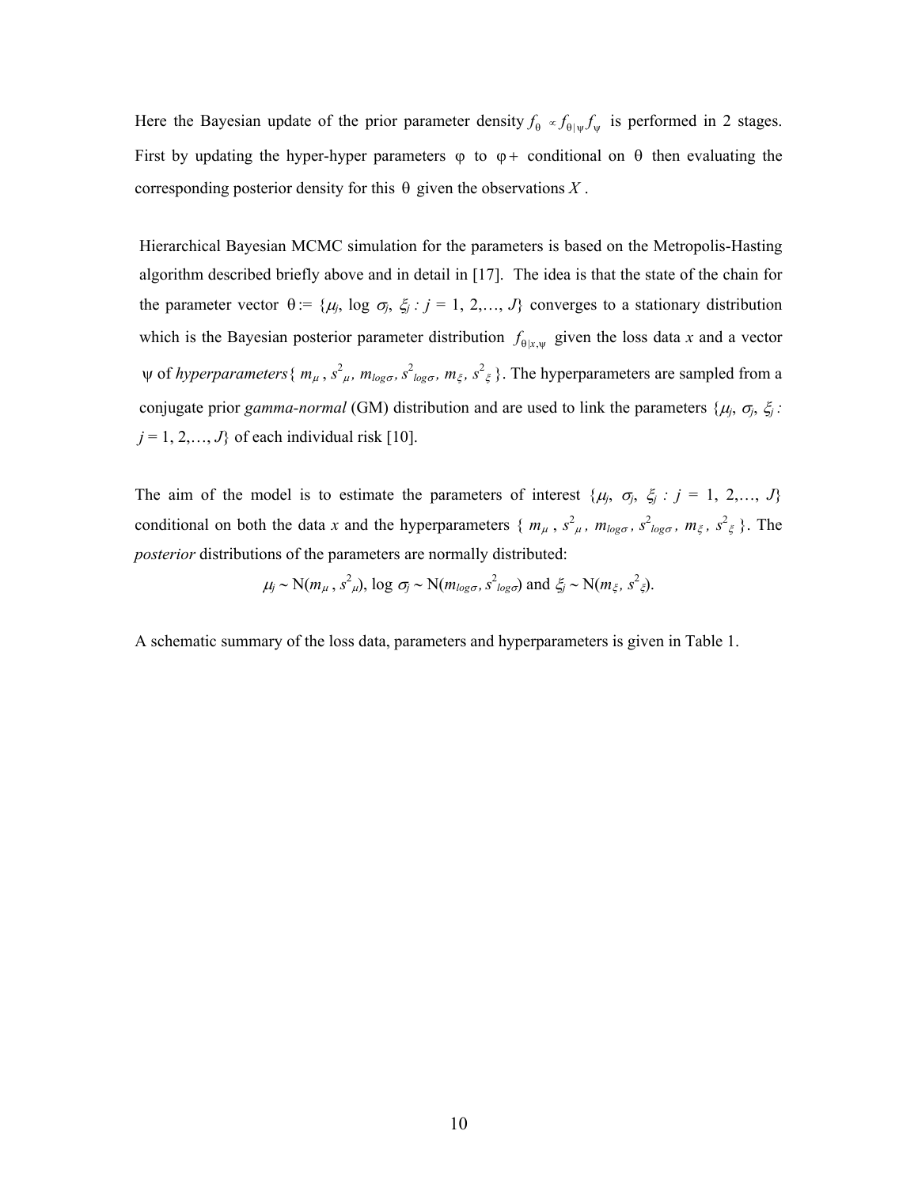Here the Bayesian update of the prior parameter density $f_\theta \propto f_{\theta|\psi} f_\psi$ is performed in 2 stages. First by updating the hyper-hyper parameters $\varphi$ to $\varphi+$ conditional on $\theta$ then evaluating the corresponding posterior density for this $\theta$ given the observations $X$.

Hierarchical Bayesian MCMC simulation for the parameters is based on the Metropolis-Hasting algorithm described briefly above and in detail in [17]. The idea is that the state of the chain for the parameter vector $\theta := \{\mu_j, \log \sigma_j, \xi_j : j = 1, 2, \ldots, J\}$ converges to a stationary distribution which is the Bayesian posterior parameter distribution $f_{\theta|x,\psi}$ given the loss data $x$ and a vector $\psi$ of *hyperparameters*$\{ m_\mu, s^2_\mu, m_{log\sigma}, s^2_{log\sigma}, m_\xi, s^2_\xi \}$. The hyperparameters are sampled from a conjugate prior *gamma-normal* (GM) distribution and are used to link the parameters $\{\mu_j, \sigma_j, \xi_j : j = 1, 2, \ldots, J\}$ of each individual risk [10].

The aim of the model is to estimate the parameters of interest $\{\mu_j, \sigma_j, \xi_j : j = 1, 2, \ldots, J\}$ conditional on both the data $x$ and the hyperparameters $\{ m_\mu, s^2_\mu, m_{log\sigma}, s^2_{log\sigma}, m_\xi, s^2_\xi \}$. The *posterior* distributions of the parameters are normally distributed:

$$\mu_j \sim \mathrm{N}(m_\mu, s^2_\mu), \ \log \sigma_j \sim \mathrm{N}(m_{log\sigma}, s^2_{log\sigma}) \text{ and } \xi_j \sim \mathrm{N}(m_\xi, s^2_\xi).$$

A schematic summary of the loss data, parameters and hyperparameters is given in Table 1.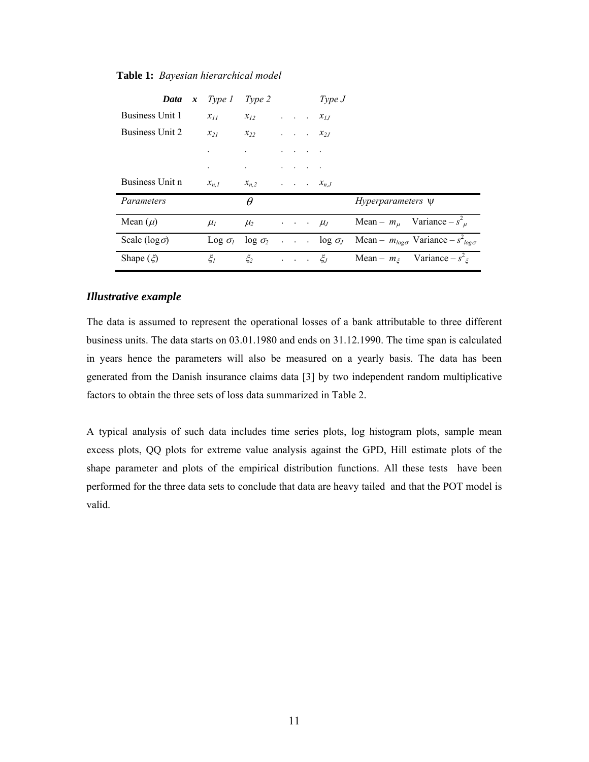**Table 1:** *Bayesian hierarchical model*

| ***Data*** $\boldsymbol{x}$ | *Type 1* | *Type 2* | | *Type J* | |
|---|---|---|---|---|---|
| Business Unit 1 | $x_{11}$ | $x_{12}$ | . . . . | $x_{1J}$ | |
| Business Unit 2 | $x_{21}$ | $x_{22}$ | . . . . | $x_{2J}$ | |
| | . | . | . . . . | . | |
| | . | . | . . . . | . | |
| Business Unit n | $x_{n,1}$ | $x_{n,2}$ | . . . . | $x_{n,J}$ | |
| *Parameters* | | $\theta$ | | | *Hyperparameters* $\psi$ |
| Mean ($\mu$) | $\mu_1$ | $\mu_2$ | . . . . | $\mu_J$ | Mean – $m_\mu$ Variance – $s^2_\mu$ |
| Scale ($\log\sigma$) | Log $\sigma_1$ | log $\sigma_2$ | . . . . | log $\sigma_J$ | Mean – $m_{\log\sigma}$ Variance – $s^2_{\log\sigma}$ |
| Shape ($\xi$) | $\xi_1$ | $\xi_2$ | . . . . | $\xi_J$ | Mean – $m_\xi$ Variance – $s^2_\xi$ |

### ***Illustrative example***

The data is assumed to represent the operational losses of a bank attributable to three different business units. The data starts on 03.01.1980 and ends on 31.12.1990. The time span is calculated in years hence the parameters will also be measured on a yearly basis. The data has been generated from the Danish insurance claims data [3] by two independent random multiplicative factors to obtain the three sets of loss data summarized in Table 2.

A typical analysis of such data includes time series plots, log histogram plots, sample mean excess plots, QQ plots for extreme value analysis against the GPD, Hill estimate plots of the shape parameter and plots of the empirical distribution functions. All these tests have been performed for the three data sets to conclude that data are heavy tailed and that the POT model is valid.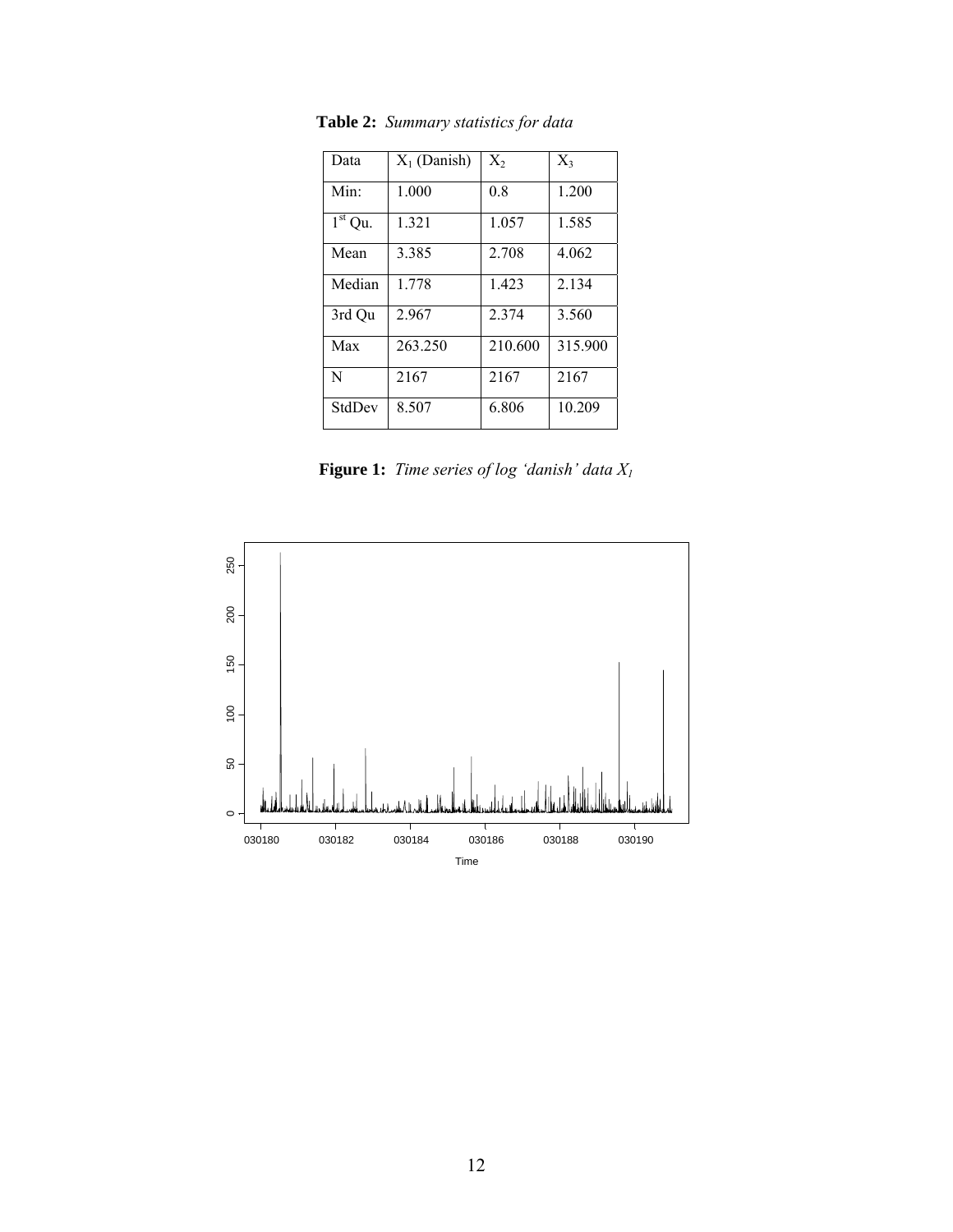**Table 2:** *Summary statistics for data*

| Data | $X_1$ (Danish) | $X_2$ | $X_3$ |
|---|---|---|---|
| Min: | 1.000 | 0.8 | 1.200 |
| 1st Qu. | 1.321 | 1.057 | 1.585 |
| Mean | 3.385 | 2.708 | 4.062 |
| Median | 1.778 | 1.423 | 2.134 |
| 3rd Qu | 2.967 | 2.374 | 3.560 |
| Max | 263.250 | 210.600 | 315.900 |
| N | 2167 | 2167 | 2167 |
| StdDev | 8.507 | 6.806 | 10.209 |

**Figure 1:** *Time series of log 'danish' data $X_1$*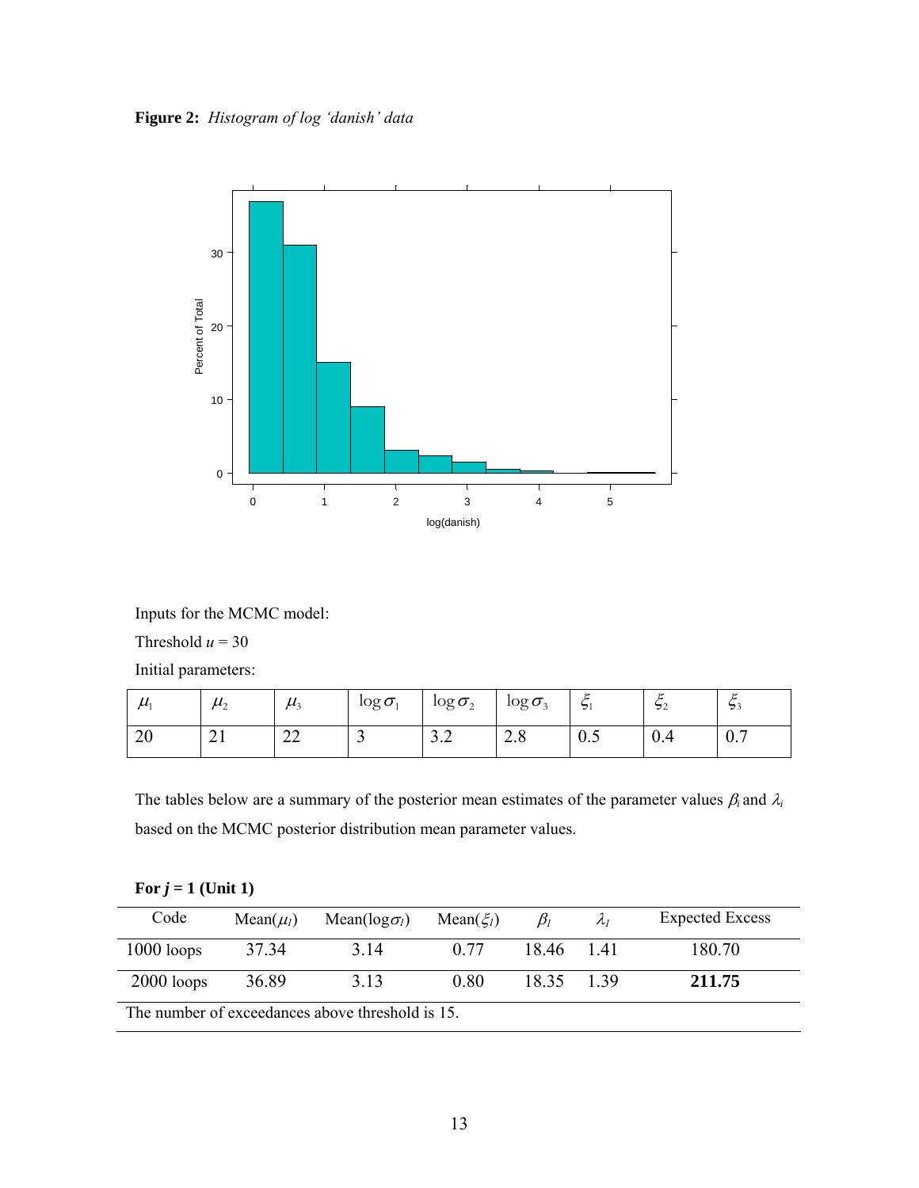**Figure 2:** *Histogram of log 'danish' data*

Inputs for the MCMC model:

Threshold $u = 30$

Initial parameters:

| $\mu_1$ | $\mu_2$ | $\mu_3$ | $\log\sigma_1$ | $\log\sigma_2$ | $\log\sigma_3$ | $\xi_1$ | $\xi_2$ | $\xi_3$ |
|---|---|---|---|---|---|---|---|---|
| 20 | 21 | 22 | 3 | 3.2 | 2.8 | 0.5 | 0.4 | 0.7 |

The tables below are a summary of the posterior mean estimates of the parameter values $\beta_i$ and $\lambda_i$ based on the MCMC posterior distribution mean parameter values.

**For $j = 1$ (Unit 1)**

| Code | Mean($\mu_1$) | Mean($\log\sigma_1$) | Mean($\xi_1$) | $\beta_1$ | $\lambda_1$ | Expected Excess |
|---|---|---|---|---|---|---|
| 1000 loops | 37.34 | 3.14 | 0.77 | 18.46 | 1.41 | 180.70 |
| 2000 loops | 36.89 | 3.13 | 0.80 | 18.35 | 1.39 | **211.75** |
| The number of exceedances above threshold is 15. | | | | | | |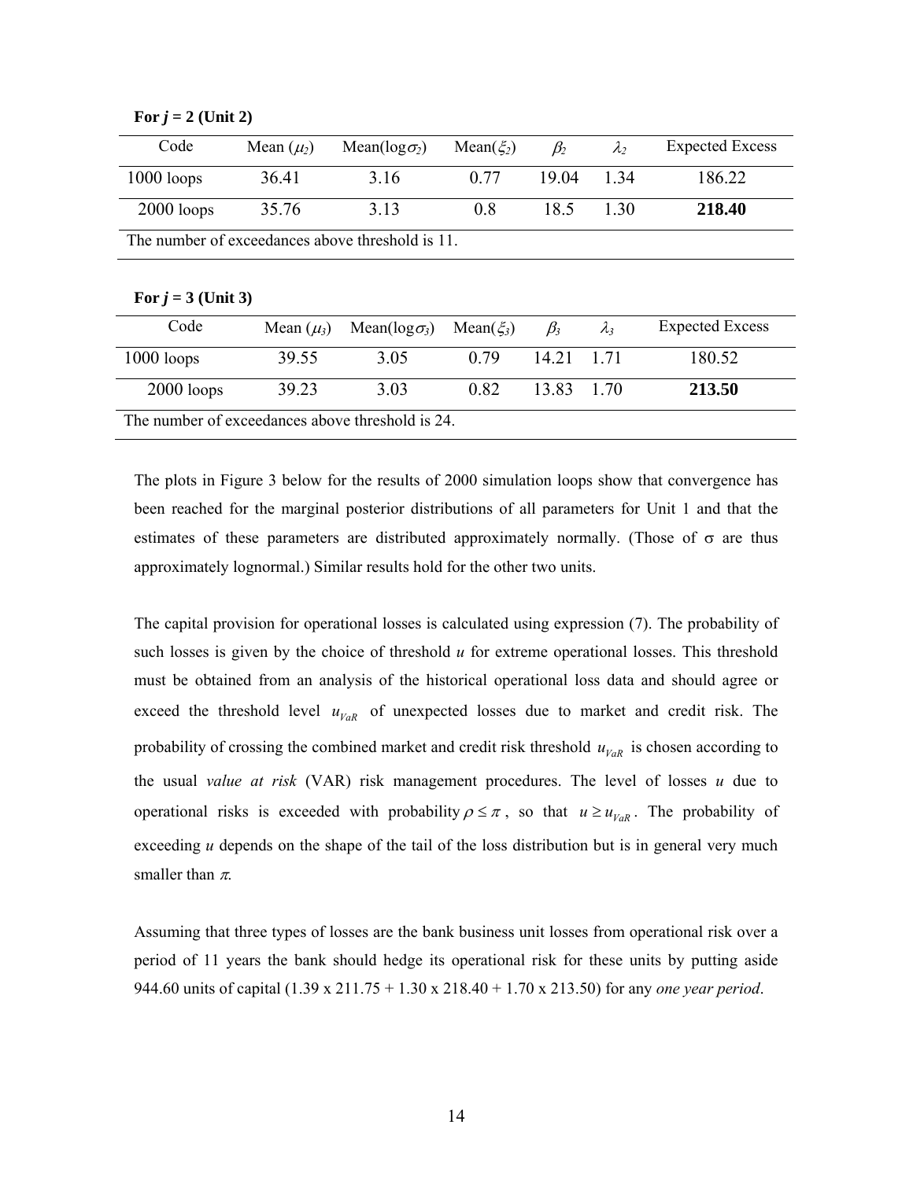**For $j$ = 2 (Unit 2)**

| Code | Mean ($\mu_2$) | Mean($\log\sigma_2$) | Mean($\xi_2$) | $\beta_2$ | $\lambda_2$ | Expected Excess |
|---|---|---|---|---|---|---|
| 1000 loops | 36.41 | 3.16 | 0.77 | 19.04 | 1.34 | 186.22 |
| 2000 loops | 35.76 | 3.13 | 0.8 | 18.5 | 1.30 | **218.40** |
| The number of exceedances above threshold is 11. | | | | | | |

**For $j$ = 3 (Unit 3)**

| Code | Mean ($\mu_3$) | Mean($\log\sigma_3$) | Mean($\xi_3$) | $\beta_3$ | $\lambda_3$ | Expected Excess |
|---|---|---|---|---|---|---|
| 1000 loops | 39.55 | 3.05 | 0.79 | 14.21 | 1.71 | 180.52 |
| 2000 loops | 39.23 | 3.03 | 0.82 | 13.83 | 1.70 | **213.50** |
| The number of exceedances above threshold is 24. | | | | | | |

The plots in Figure 3 below for the results of 2000 simulation loops show that convergence has been reached for the marginal posterior distributions of all parameters for Unit 1 and that the estimates of these parameters are distributed approximately normally. (Those of $\sigma$ are thus approximately lognormal.) Similar results hold for the other two units.

The capital provision for operational losses is calculated using expression (7). The probability of such losses is given by the choice of threshold $u$ for extreme operational losses. This threshold must be obtained from an analysis of the historical operational loss data and should agree or exceed the threshold level $u_{VaR}$ of unexpected losses due to market and credit risk. The probability of crossing the combined market and credit risk threshold $u_{VaR}$ is chosen according to the usual *value at risk* (VAR) risk management procedures. The level of losses $u$ due to operational risks is exceeded with probability $\rho \leq \pi$, so that $u \geq u_{VaR}$. The probability of exceeding $u$ depends on the shape of the tail of the loss distribution but is in general very much smaller than $\pi$.

Assuming that three types of losses are the bank business unit losses from operational risk over a period of 11 years the bank should hedge its operational risk for these units by putting aside 944.60 units of capital (1.39 x 211.75 + 1.30 x 218.40 + 1.70 x 213.50) for any *one year period*.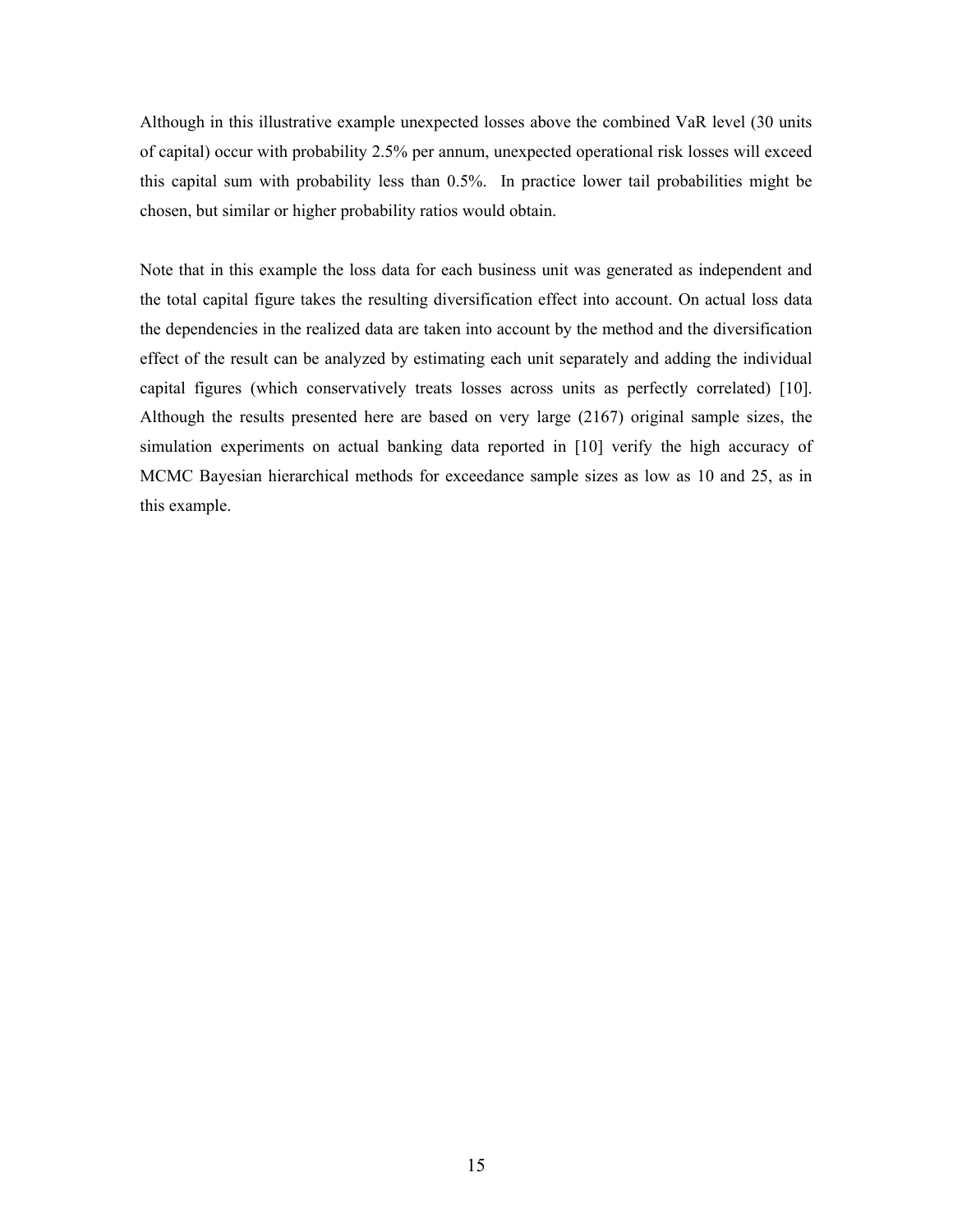Although in this illustrative example unexpected losses above the combined VaR level (30 units of capital) occur with probability 2.5% per annum, unexpected operational risk losses will exceed this capital sum with probability less than 0.5%. In practice lower tail probabilities might be chosen, but similar or higher probability ratios would obtain.

Note that in this example the loss data for each business unit was generated as independent and the total capital figure takes the resulting diversification effect into account. On actual loss data the dependencies in the realized data are taken into account by the method and the diversification effect of the result can be analyzed by estimating each unit separately and adding the individual capital figures (which conservatively treats losses across units as perfectly correlated) [10]. Although the results presented here are based on very large (2167) original sample sizes, the simulation experiments on actual banking data reported in [10] verify the high accuracy of MCMC Bayesian hierarchical methods for exceedance sample sizes as low as 10 and 25, as in this example.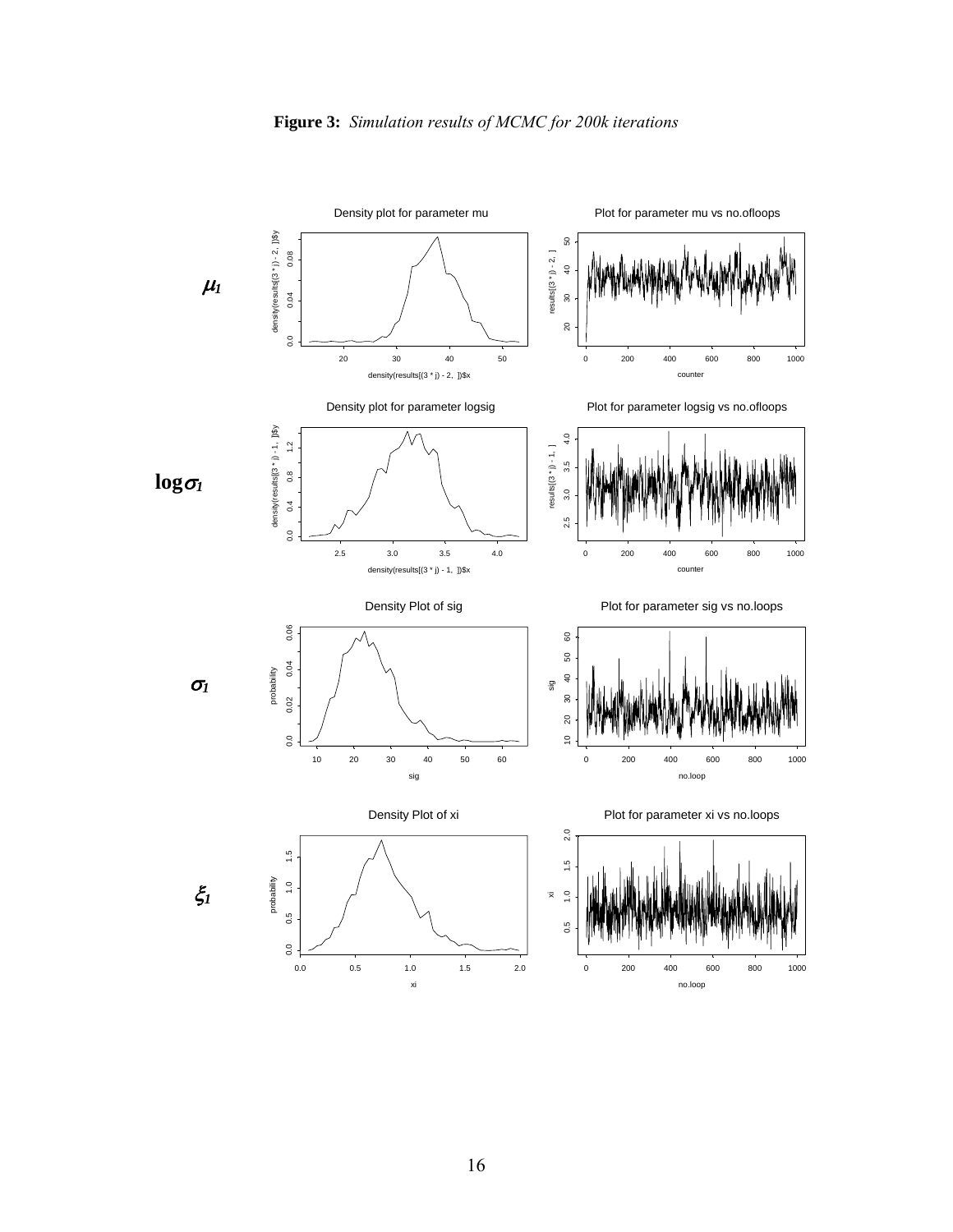**Figure 3:** *Simulation results of MCMC for 200k iterations*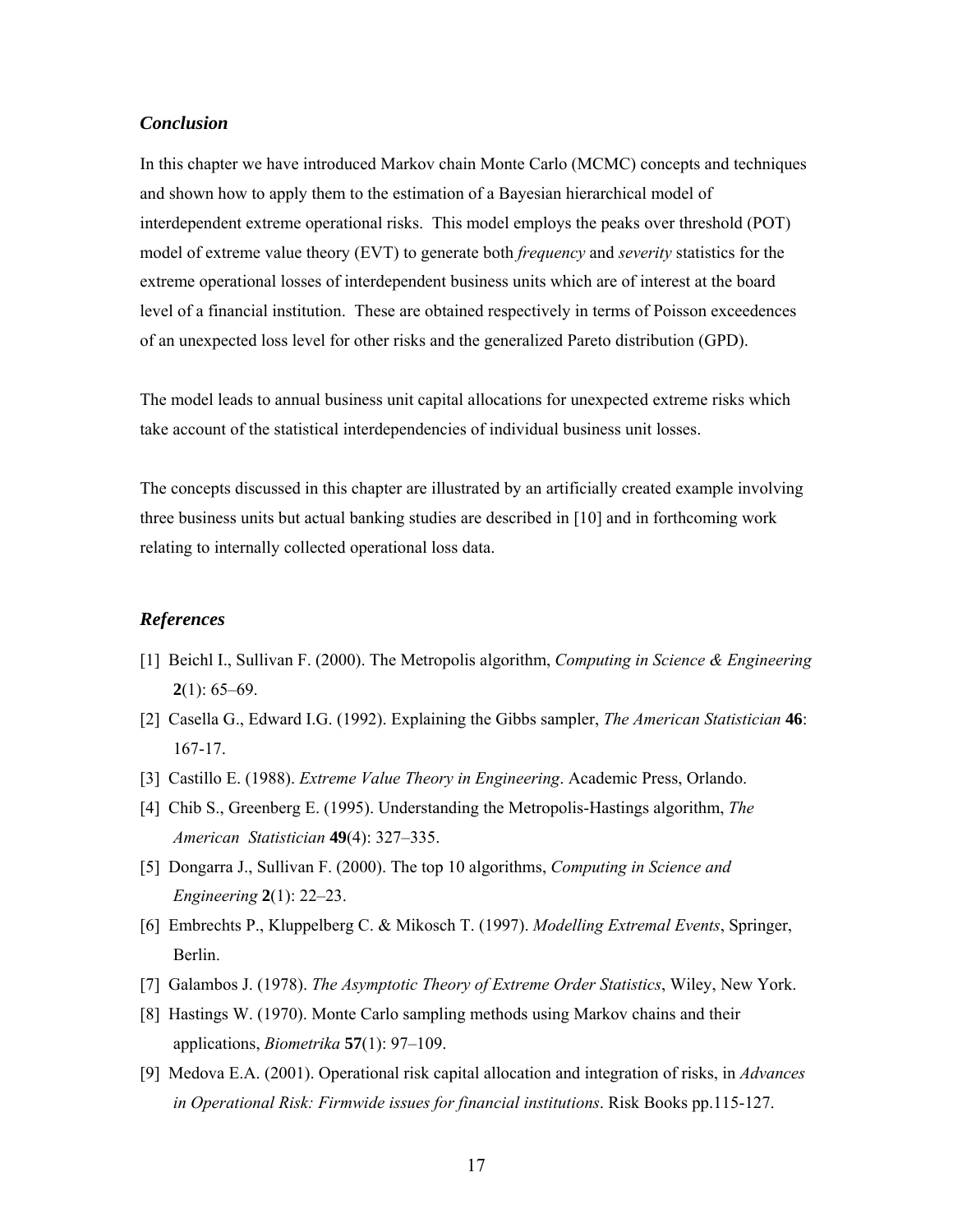### *Conclusion*

In this chapter we have introduced Markov chain Monte Carlo (MCMC) concepts and techniques and shown how to apply them to the estimation of a Bayesian hierarchical model of interdependent extreme operational risks. This model employs the peaks over threshold (POT) model of extreme value theory (EVT) to generate both *frequency* and *severity* statistics for the extreme operational losses of interdependent business units which are of interest at the board level of a financial institution. These are obtained respectively in terms of Poisson exceedences of an unexpected loss level for other risks and the generalized Pareto distribution (GPD).

The model leads to annual business unit capital allocations for unexpected extreme risks which take account of the statistical interdependencies of individual business unit losses.

The concepts discussed in this chapter are illustrated by an artificially created example involving three business units but actual banking studies are described in [10] and in forthcoming work relating to internally collected operational loss data.

### *References*

[1] Beichl I., Sullivan F. (2000). The Metropolis algorithm, *Computing in Science & Engineering* **2**(1): 65–69.

[2] Casella G., Edward I.G. (1992). Explaining the Gibbs sampler, *The American Statistician* **46**: 167-17.

[3] Castillo E. (1988). *Extreme Value Theory in Engineering*. Academic Press, Orlando.

[4] Chib S., Greenberg E. (1995). Understanding the Metropolis-Hastings algorithm, *The American Statistician* **49**(4): 327–335.

[5] Dongarra J., Sullivan F. (2000). The top 10 algorithms, *Computing in Science and Engineering* **2**(1): 22–23.

[6] Embrechts P., Kluppelberg C. & Mikosch T. (1997). *Modelling Extremal Events*, Springer, Berlin.

[7] Galambos J. (1978). *The Asymptotic Theory of Extreme Order Statistics*, Wiley, New York.

[8] Hastings W. (1970). Monte Carlo sampling methods using Markov chains and their applications, *Biometrika* **57**(1): 97–109.

[9] Medova E.A. (2001). Operational risk capital allocation and integration of risks, in *Advances in Operational Risk: Firmwide issues for financial institutions*. Risk Books pp.115-127.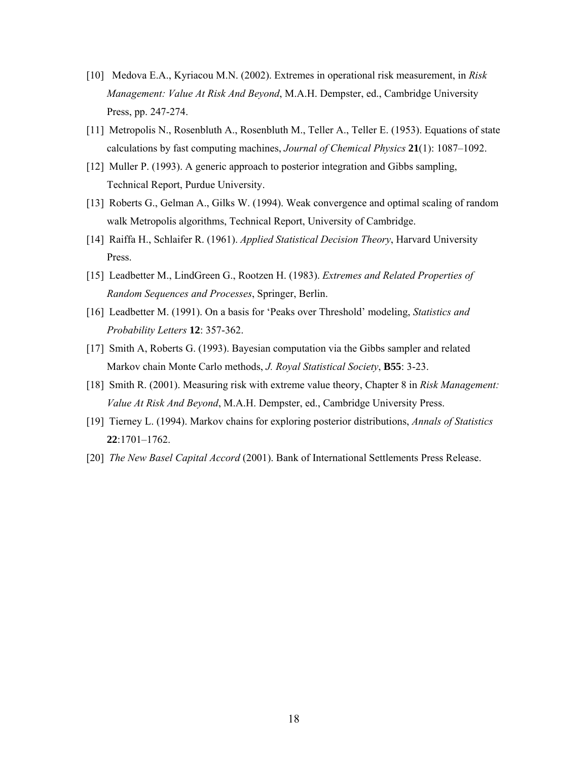[10] Medova E.A., Kyriacou M.N. (2002). Extremes in operational risk measurement, in *Risk Management: Value At Risk And Beyond*, M.A.H. Dempster, ed., Cambridge University Press, pp. 247-274.

[11] Metropolis N., Rosenbluth A., Rosenbluth M., Teller A., Teller E. (1953). Equations of state calculations by fast computing machines, *Journal of Chemical Physics* **21**(1): 1087–1092.

[12] Muller P. (1993). A generic approach to posterior integration and Gibbs sampling, Technical Report, Purdue University.

[13] Roberts G., Gelman A., Gilks W. (1994). Weak convergence and optimal scaling of random walk Metropolis algorithms, Technical Report, University of Cambridge.

[14] Raiffa H., Schlaifer R. (1961). *Applied Statistical Decision Theory*, Harvard University Press.

[15] Leadbetter M., LindGreen G., Rootzen H. (1983). *Extremes and Related Properties of Random Sequences and Processes*, Springer, Berlin.

[16] Leadbetter M. (1991). On a basis for 'Peaks over Threshold' modeling, *Statistics and Probability Letters* **12**: 357-362.

[17] Smith A, Roberts G. (1993). Bayesian computation via the Gibbs sampler and related Markov chain Monte Carlo methods, *J. Royal Statistical Society*, **B55**: 3-23.

[18] Smith R. (2001). Measuring risk with extreme value theory, Chapter 8 in *Risk Management: Value At Risk And Beyond*, M.A.H. Dempster, ed., Cambridge University Press.

[19] Tierney L. (1994). Markov chains for exploring posterior distributions, *Annals of Statistics* **22**:1701–1762.

[20] *The New Basel Capital Accord* (2001). Bank of International Settlements Press Release.